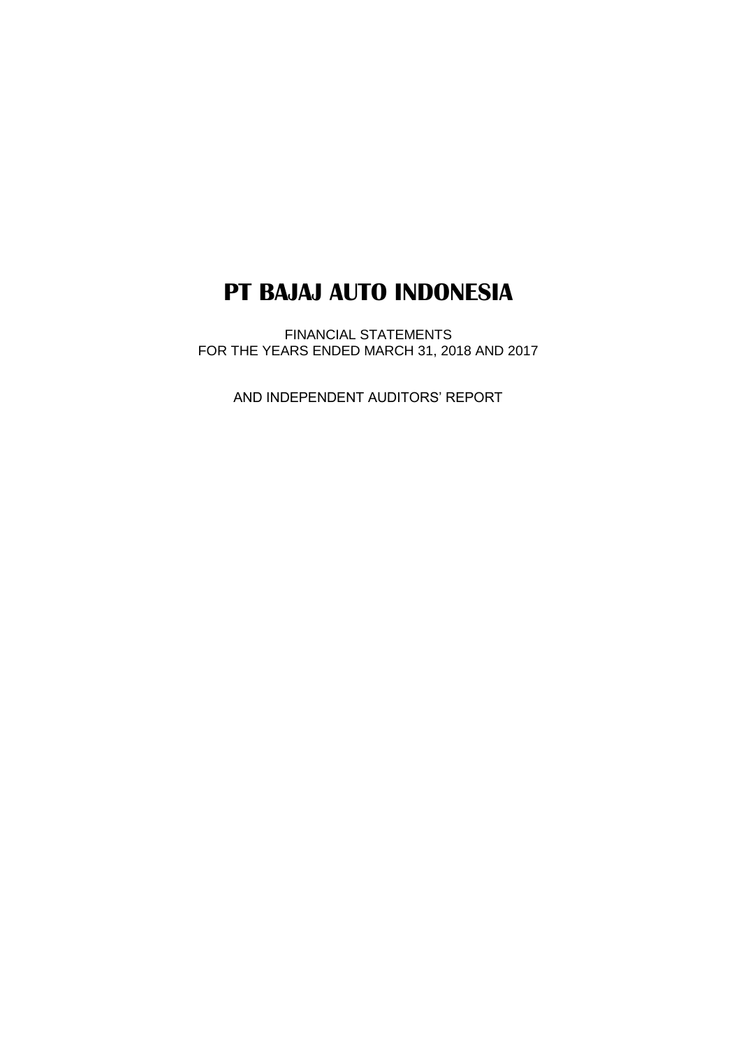# PT BAJAJ AUTO INDONESIA

FINANCIAL STATEMENTS
FOR THE YEARS ENDED MARCH 31, 2018 AND 2017

AND INDEPENDENT AUDITORS' REPORT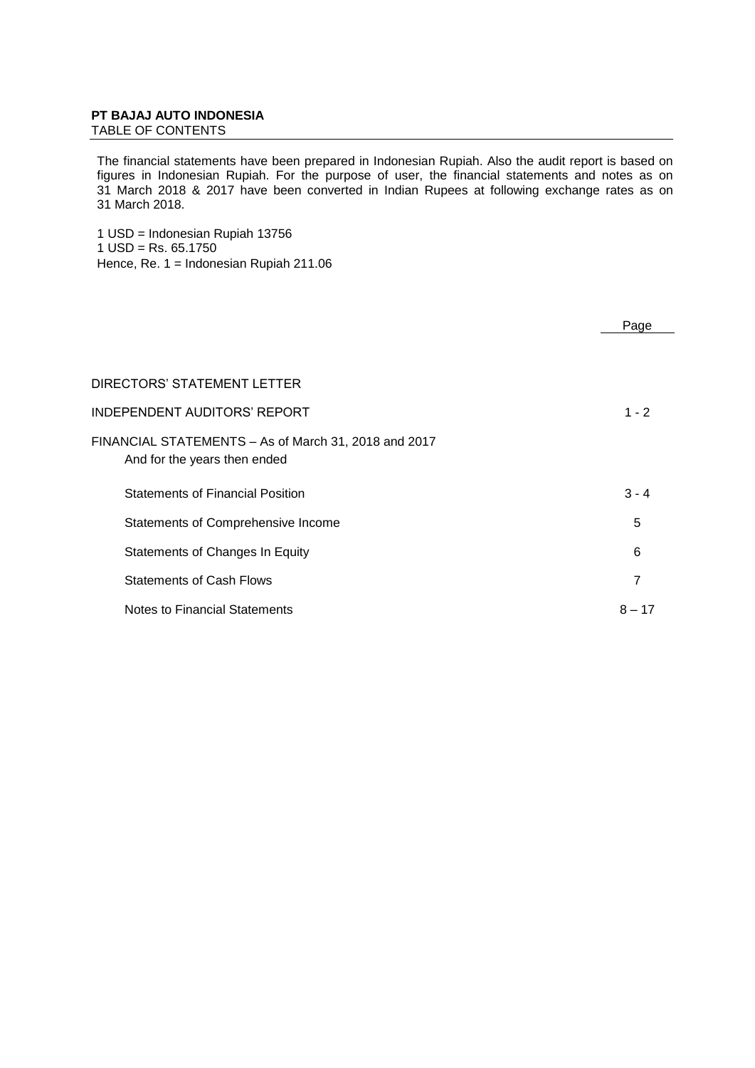**PT BAJAJ AUTO INDONESIA**
TABLE OF CONTENTS

The financial statements have been prepared in Indonesian Rupiah. Also the audit report is based on figures in Indonesian Rupiah. For the purpose of user, the financial statements and notes as on 31 March 2018 & 2017 have been converted in Indian Rupees at following exchange rates as on 31 March 2018.

1 USD = Indonesian Rupiah 13756
1 USD = Rs. 65.1750
Hence, Re. 1 = Indonesian Rupiah 211.06

| | Page |
|---|---|
| DIRECTORS' STATEMENT LETTER | |
| INDEPENDENT AUDITORS' REPORT | 1 - 2 |
| FINANCIAL STATEMENTS – As of March 31, 2018 and 2017<br>And for the years then ended | |
| Statements of Financial Position | 3 - 4 |
| Statements of Comprehensive Income | 5 |
| Statements of Changes In Equity | 6 |
| Statements of Cash Flows | 7 |
| Notes to Financial Statements | 8 – 17 |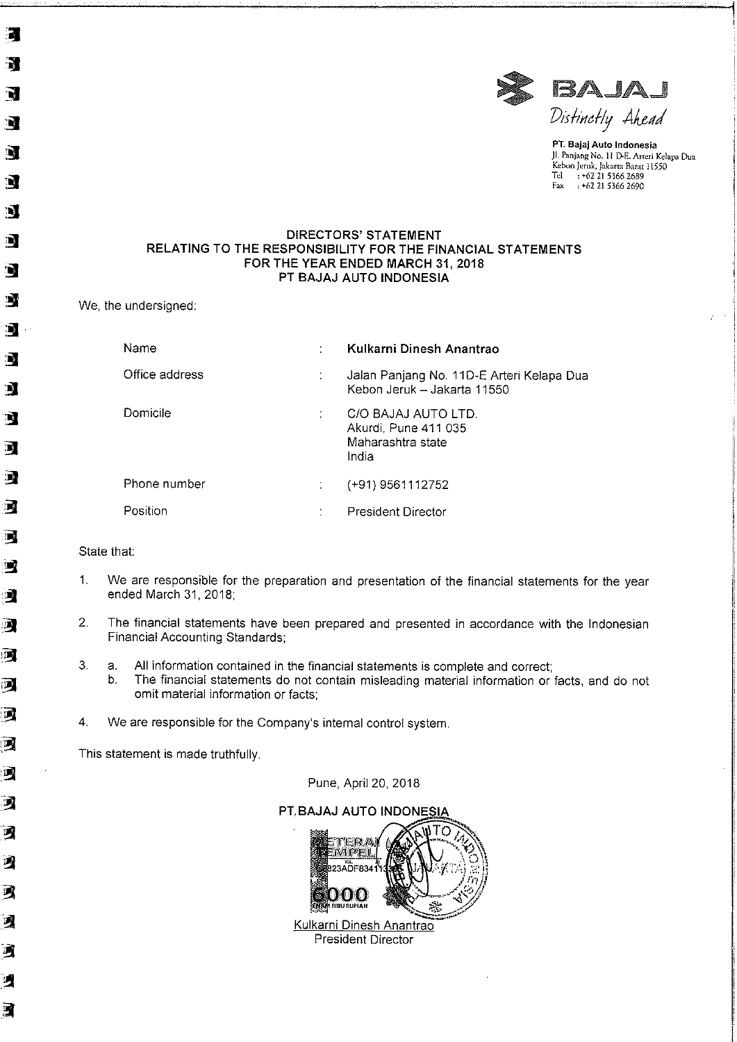**BAJAJ**
*Distinctly Ahead*

**PT. Bajaj Auto Indonesia**
Jl. Panjang No. 11 D-E. Arteri Kelapa Dua
Kebon Jeruk, Jakarta Barat 11550
Tel : +62 21 5366 2689
Fax : +62 21 5366 2690

# DIRECTORS' STATEMENT
## RELATING TO THE RESPONSIBILITY FOR THE FINANCIAL STATEMENTS
## FOR THE YEAR ENDED MARCH 31, 2018
## PT BAJAJ AUTO INDONESIA

We, the undersigned:

| | | |
|---|---|---|
| Name | : | **Kulkarni Dinesh Anantrao** |
| Office address | : | Jalan Panjang No. 11D-E Arteri Kelapa Dua<br>Kebon Jeruk – Jakarta 11550 |
| Domicile | : | C/O BAJAJ AUTO LTD.<br>Akurdi, Pune 411 035<br>Maharashtra state<br>India |
| Phone number | : | (+91) 9561112752 |
| Position | : | President Director |

State that:

1. We are responsible for the preparation and presentation of the financial statements for the year ended March 31, 2018;
2. The financial statements have been prepared and presented in accordance with the Indonesian Financial Accounting Standards;
3. a. All information contained in the financial statements is complete and correct;
   b. The financial statements do not contain misleading material information or facts, and do not omit material information or facts;
4. We are responsible for the Company's internal control system.

This statement is made truthfully.

Pune, April 20, 2018

**PT. BAJAJ AUTO INDONESIA**

METERAI TEMPEL 23ADF8341 6000 ENAM RIBU RUPIAH

Kulkarni Dinesh Anantrao
President Director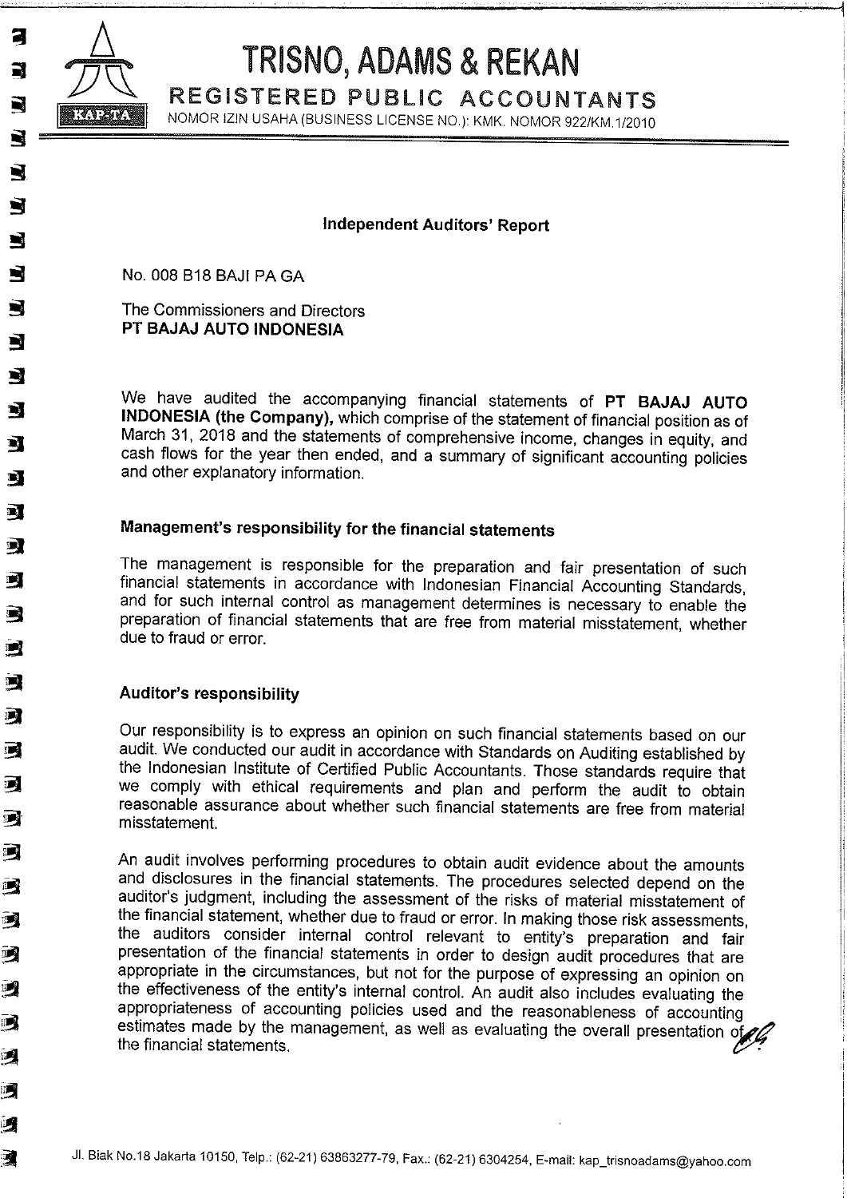# TRISNO, ADAMS & REKAN

**REGISTERED PUBLIC ACCOUNTANTS**

NOMOR IZIN USAHA (BUSINESS LICENSE NO.): KMK. NOMOR 922/KM.1/2010

## Independent Auditors' Report

No. 008 B18 BAJI PA GA

The Commissioners and Directors
**PT BAJAJ AUTO INDONESIA**

We have audited the accompanying financial statements of **PT BAJAJ AUTO INDONESIA (the Company),** which comprise of the statement of financial position as of March 31, 2018 and the statements of comprehensive income, changes in equity, and cash flows for the year then ended, and a summary of significant accounting policies and other explanatory information.

### Management's responsibility for the financial statements

The management is responsible for the preparation and fair presentation of such financial statements in accordance with Indonesian Financial Accounting Standards, and for such internal control as management determines is necessary to enable the preparation of financial statements that are free from material misstatement, whether due to fraud or error.

### Auditor's responsibility

Our responsibility is to express an opinion on such financial statements based on our audit. We conducted our audit in accordance with Standards on Auditing established by the Indonesian Institute of Certified Public Accountants. Those standards require that we comply with ethical requirements and plan and perform the audit to obtain reasonable assurance about whether such financial statements are free from material misstatement.

An audit involves performing procedures to obtain audit evidence about the amounts and disclosures in the financial statements. The procedures selected depend on the auditor's judgment, including the assessment of the risks of material misstatement of the financial statement, whether due to fraud or error. In making those risk assessments, the auditors consider internal control relevant to entity's preparation and fair presentation of the financial statements in order to design audit procedures that are appropriate in the circumstances, but not for the purpose of expressing an opinion on the effectiveness of the entity's internal control. An audit also includes evaluating the appropriateness of accounting policies used and the reasonableness of accounting estimates made by the management, as well as evaluating the overall presentation of the financial statements.

Jl. Biak No.18 Jakarta 10150, Telp.: (62-21) 63863277-79, Fax.: (62-21) 6304254, E-mail: kap_trisnoadams@yahoo.com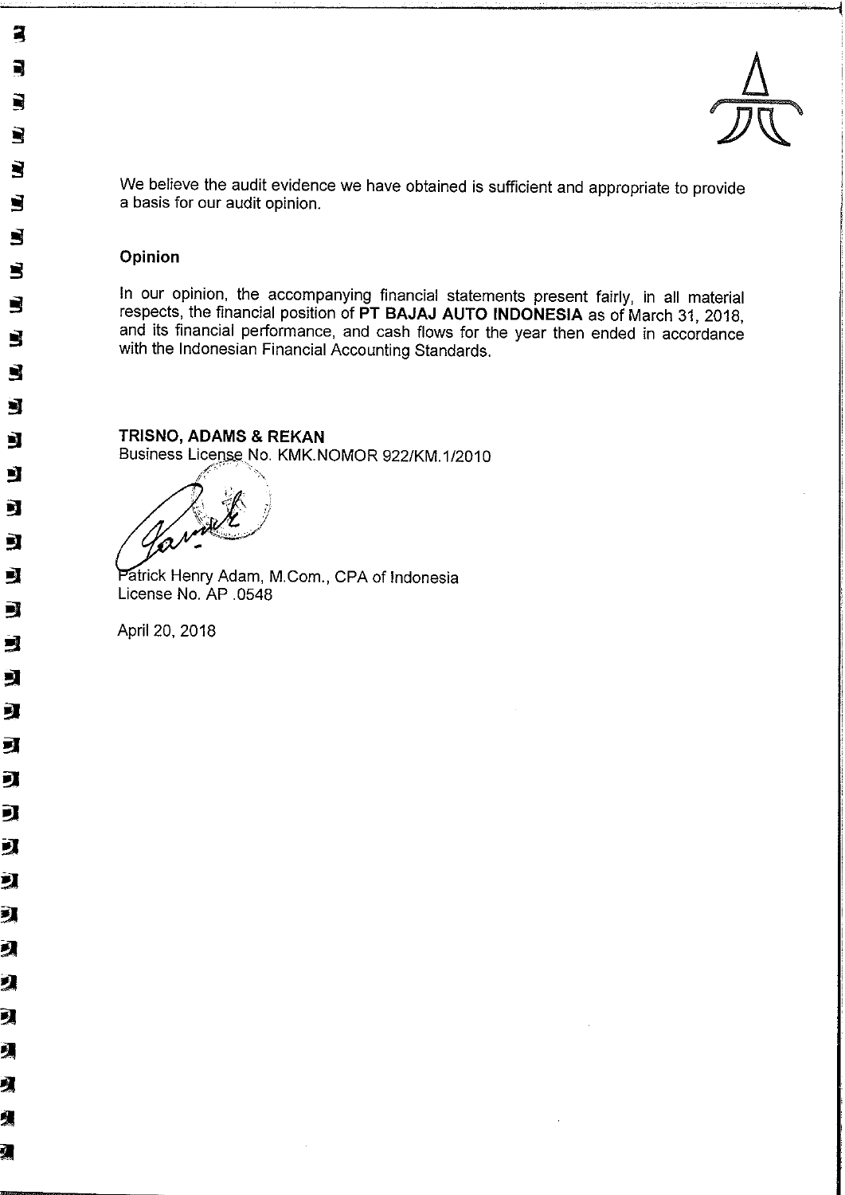We believe the audit evidence we have obtained is sufficient and appropriate to provide a basis for our audit opinion.

## Opinion

In our opinion, the accompanying financial statements present fairly, in all material respects, the financial position of **PT BAJAJ AUTO INDONESIA** as of March 31, 2018, and its financial performance, and cash flows for the year then ended in accordance with the Indonesian Financial Accounting Standards.

**TRISNO, ADAMS & REKAN**
Business License No. KMK.NOMOR 922/KM.1/2010

Patrick Henry Adam, M.Com., CPA of Indonesia
License No. AP .0548

April 20, 2018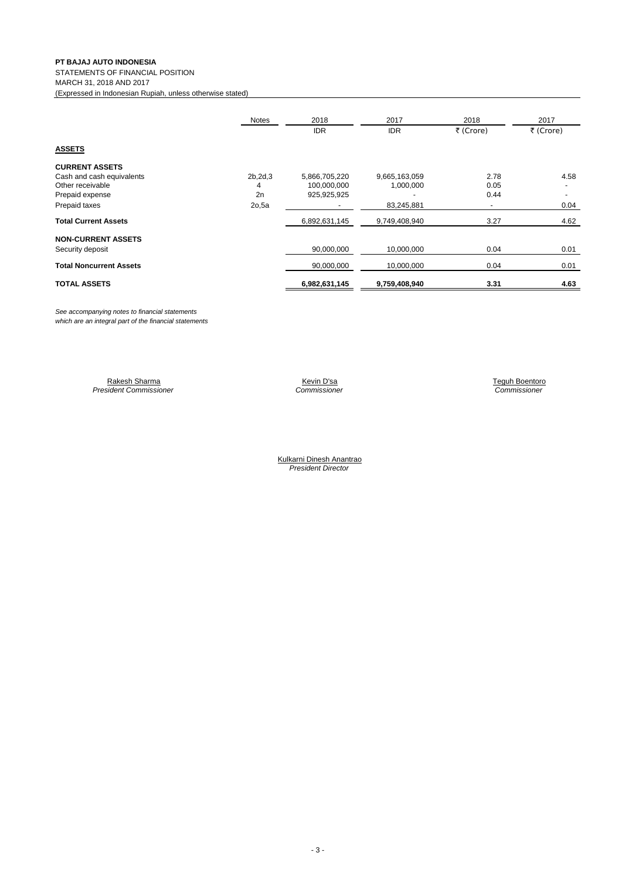**PT BAJAJ AUTO INDONESIA**
STATEMENTS OF FINANCIAL POSITION
MARCH 31, 2018 AND 2017
(Expressed in Indonesian Rupiah, unless otherwise stated)

| | Notes | 2018 | 2017 | 2018 | 2017 |
|---|---|---|---|---|---|
| | | IDR | IDR | ₹ (Crore) | ₹ (Crore) |
| **ASSETS** | | | | | |
| **CURRENT ASSETS** | | | | | |
| Cash and cash equivalents | 2b,2d,3 | 5,866,705,220 | 9,665,163,059 | 2.78 | 4.58 |
| Other receivable | 4 | 100,000,000 | 1,000,000 | 0.05 | - |
| Prepaid expense | 2n | 925,925,925 | - | 0.44 | - |
| Prepaid taxes | 2o,5a | - | 83,245,881 | - | 0.04 |
| **Total Current Assets** | | 6,892,631,145 | 9,749,408,940 | 3.27 | 4.62 |
| **NON-CURRENT ASSETS** | | | | | |
| Security deposit | | 90,000,000 | 10,000,000 | 0.04 | 0.01 |
| **Total Noncurrent Assets** | | 90,000,000 | 10,000,000 | 0.04 | 0.01 |
| **TOTAL ASSETS** | | **6,982,631,145** | **9,759,408,940** | **3.31** | **4.63** |

*See accompanying notes to financial statements which are an integral part of the financial statements*

Rakesh Sharma
*President Commissioner*

Kevin D'sa
*Commissioner*

Teguh Boentoro
*Commissioner*

Kulkarni Dinesh Anantrao
*President Director*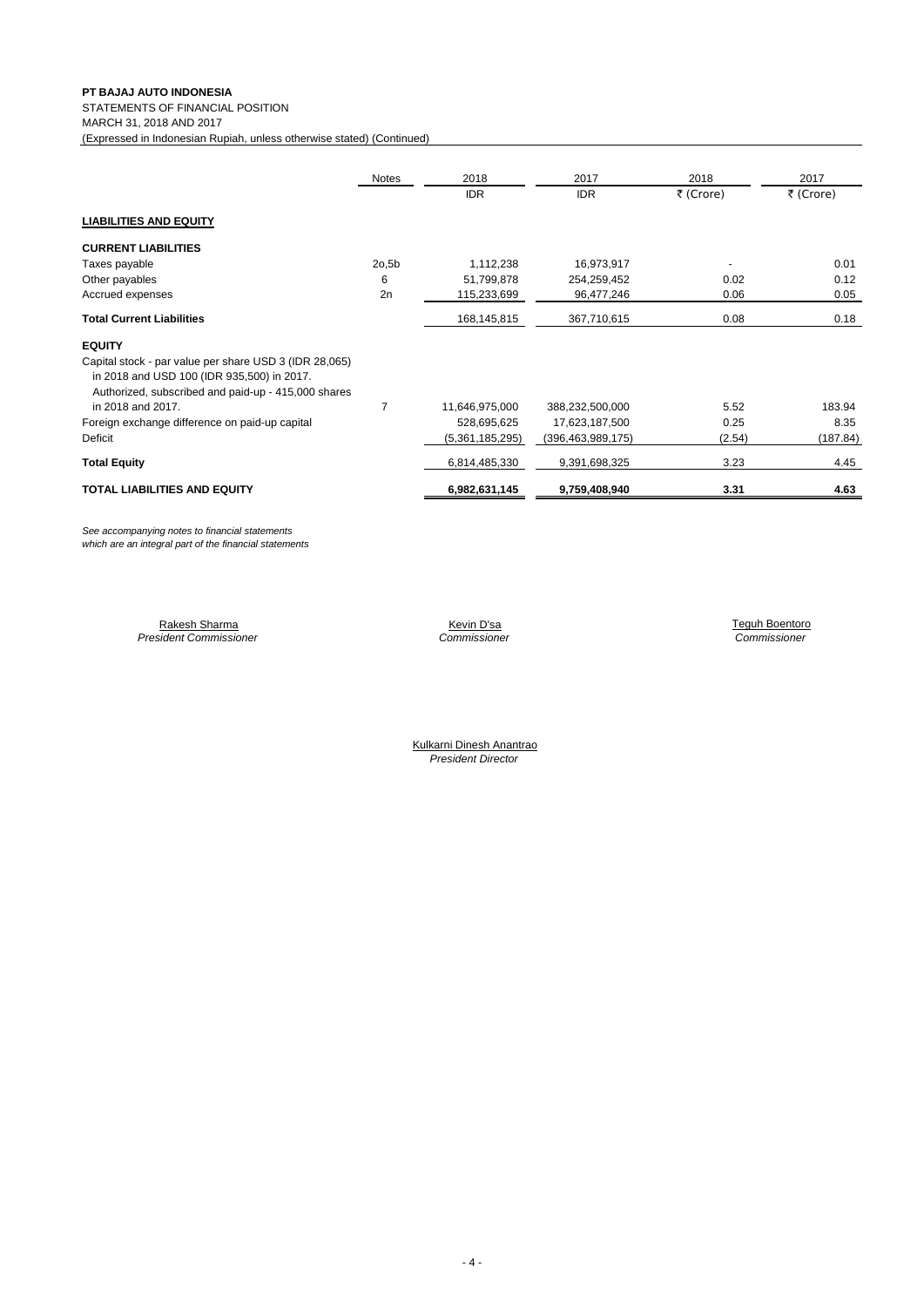**PT BAJAJ AUTO INDONESIA**
STATEMENTS OF FINANCIAL POSITION
MARCH 31, 2018 AND 2017
(Expressed in Indonesian Rupiah, unless otherwise stated) (Continued)

| | Notes | 2018 | 2017 | 2018 | 2017 |
|---|---|---|---|---|---|
| | | IDR | IDR | ₹ (Crore) | ₹ (Crore) |
| **LIABILITIES AND EQUITY** | | | | | |
| **CURRENT LIABILITIES** | | | | | |
| Taxes payable | 2o,5b | 1,112,238 | 16,973,917 | - | 0.01 |
| Other payables | 6 | 51,799,878 | 254,259,452 | 0.02 | 0.12 |
| Accrued expenses | 2n | 115,233,699 | 96,477,246 | 0.06 | 0.05 |
| **Total Current Liabilities** | | 168,145,815 | 367,710,615 | 0.08 | 0.18 |
| **EQUITY** | | | | | |
| Capital stock - par value per share USD 3 (IDR 28,065) in 2018 and USD 100 (IDR 935,500) in 2017. Authorized, subscribed and paid-up - 415,000 shares in 2018 and 2017. | 7 | 11,646,975,000 | 388,232,500,000 | 5.52 | 183.94 |
| Foreign exchange difference on paid-up capital | | 528,695,625 | 17,623,187,500 | 0.25 | 8.35 |
| Deficit | | (5,361,185,295) | (396,463,989,175) | (2.54) | (187.84) |
| **Total Equity** | | 6,814,485,330 | 9,391,698,325 | 3.23 | 4.45 |
| **TOTAL LIABILITIES AND EQUITY** | | **6,982,631,145** | **9,759,408,940** | **3.31** | **4.63** |

*See accompanying notes to financial statements which are an integral part of the financial statements*

Rakesh Sharma
*President Commissioner*

Kevin D'sa
*Commissioner*

Teguh Boentoro
*Commissioner*

Kulkarni Dinesh Anantrao
*President Director*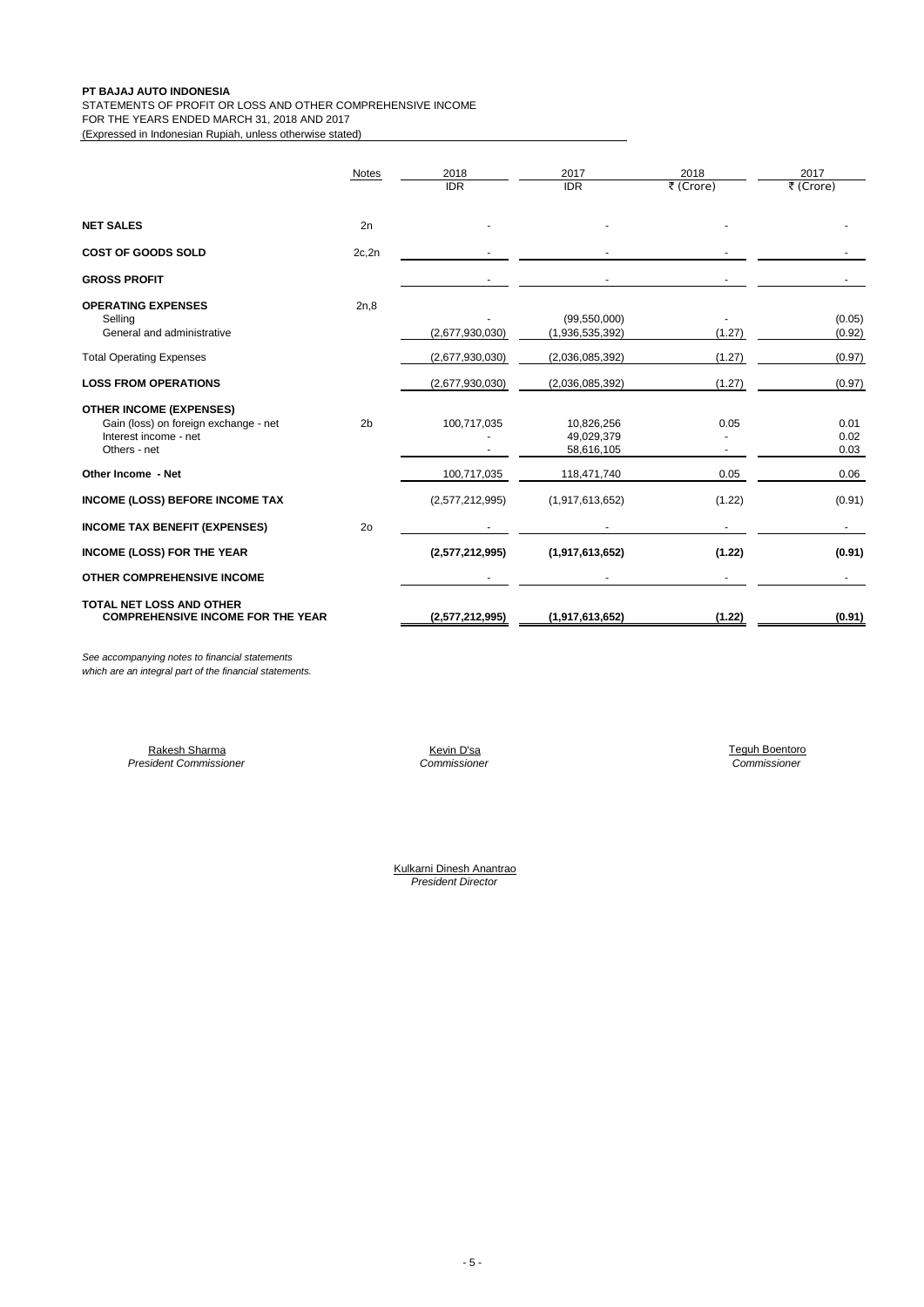**PT BAJAJ AUTO INDONESIA**
STATEMENTS OF PROFIT OR LOSS AND OTHER COMPREHENSIVE INCOME
FOR THE YEARS ENDED MARCH 31, 2018 AND 2017
(Expressed in Indonesian Rupiah, unless otherwise stated)

| | Notes | 2018 IDR | 2017 IDR | 2018 ₹ (Crore) | 2017 ₹ (Crore) |
|---|---|---|---|---|---|
| **NET SALES** | 2n | - | - | - | - |
| **COST OF GOODS SOLD** | 2c,2n | - | - | - | - |
| **GROSS PROFIT** | | - | - | - | - |
| **OPERATING EXPENSES** | 2n,8 | | | | |
| Selling | | - | (99,550,000) | - | (0.05) |
| General and administrative | | (2,677,930,030) | (1,936,535,392) | (1.27) | (0.92) |
| Total Operating Expenses | | (2,677,930,030) | (2,036,085,392) | (1.27) | (0.97) |
| **LOSS FROM OPERATIONS** | | (2,677,930,030) | (2,036,085,392) | (1.27) | (0.97) |
| **OTHER INCOME (EXPENSES)** | | | | | |
| Gain (loss) on foreign exchange - net | 2b | 100,717,035 | 10,826,256 | 0.05 | 0.01 |
| Interest income - net | | - | 49,029,379 | - | 0.02 |
| Others - net | | - | 58,616,105 | - | 0.03 |
| **Other Income - Net** | | 100,717,035 | 118,471,740 | 0.05 | 0.06 |
| **INCOME (LOSS) BEFORE INCOME TAX** | | (2,577,212,995) | (1,917,613,652) | (1.22) | (0.91) |
| **INCOME TAX BENEFIT (EXPENSES)** | 2o | - | - | - | - |
| **INCOME (LOSS) FOR THE YEAR** | | **(2,577,212,995)** | **(1,917,613,652)** | **(1.22)** | **(0.91)** |
| **OTHER COMPREHENSIVE INCOME** | | - | - | - | - |
| **TOTAL NET LOSS AND OTHER COMPREHENSIVE INCOME FOR THE YEAR** | | **(2,577,212,995)** | **(1,917,613,652)** | **(1.22)** | **(0.91)** |

*See accompanying notes to financial statements which are an integral part of the financial statements.*

Rakesh Sharma
*President Commissioner*

Kevin D'sa
*Commissioner*

Teguh Boentoro
*Commissioner*

Kulkarni Dinesh Anantrao
*President Director*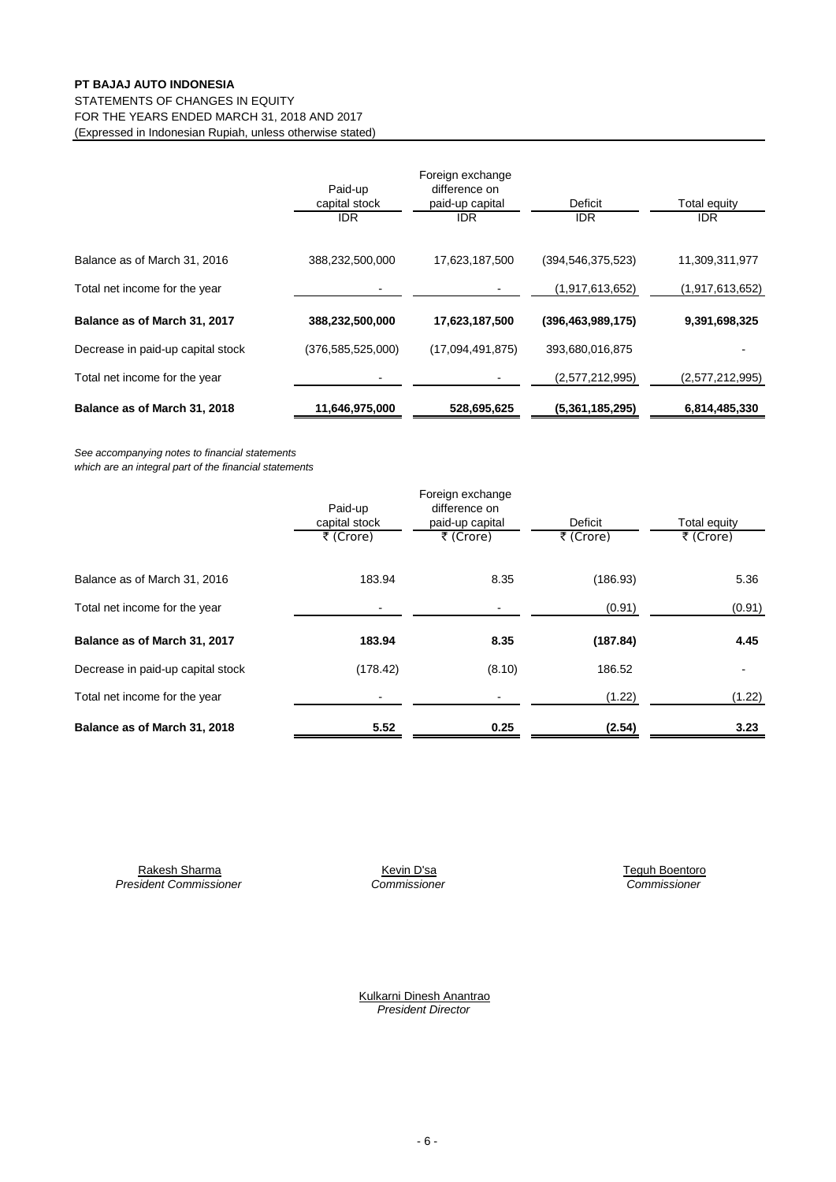**PT BAJAJ AUTO INDONESIA**

STATEMENTS OF CHANGES IN EQUITY

FOR THE YEARS ENDED MARCH 31, 2018 AND 2017

(Expressed in Indonesian Rupiah, unless otherwise stated)

| | Paid-up capital stock IDR | Foreign exchange difference on paid-up capital IDR | Deficit IDR | Total equity IDR |
|---|---|---|---|---|
| Balance as of March 31, 2016 | 388,232,500,000 | 17,623,187,500 | (394,546,375,523) | 11,309,311,977 |
| Total net income for the year | - | - | (1,917,613,652) | (1,917,613,652) |
| **Balance as of March 31, 2017** | **388,232,500,000** | **17,623,187,500** | **(396,463,989,175)** | **9,391,698,325** |
| Decrease in paid-up capital stock | (376,585,525,000) | (17,094,491,875) | 393,680,016,875 | - |
| Total net income for the year | - | - | (2,577,212,995) | (2,577,212,995) |
| **Balance as of March 31, 2018** | **11,646,975,000** | **528,695,625** | **(5,361,185,295)** | **6,814,485,330** |

*See accompanying notes to financial statements which are an integral part of the financial statements*

| | Paid-up capital stock ₹ (Crore) | Foreign exchange difference on paid-up capital ₹ (Crore) | Deficit ₹ (Crore) | Total equity ₹ (Crore) |
|---|---|---|---|---|
| Balance as of March 31, 2016 | 183.94 | 8.35 | (186.93) | 5.36 |
| Total net income for the year | - | - | (0.91) | (0.91) |
| **Balance as of March 31, 2017** | **183.94** | **8.35** | **(187.84)** | **4.45** |
| Decrease in paid-up capital stock | (178.42) | (8.10) | 186.52 | - |
| Total net income for the year | - | - | (1.22) | (1.22) |
| **Balance as of March 31, 2018** | **5.52** | **0.25** | **(2.54)** | **3.23** |

Rakesh Sharma
*President Commissioner*

Kevin D'sa
*Commissioner*

Teguh Boentoro
*Commissioner*

Kulkarni Dinesh Anantrao
*President Director*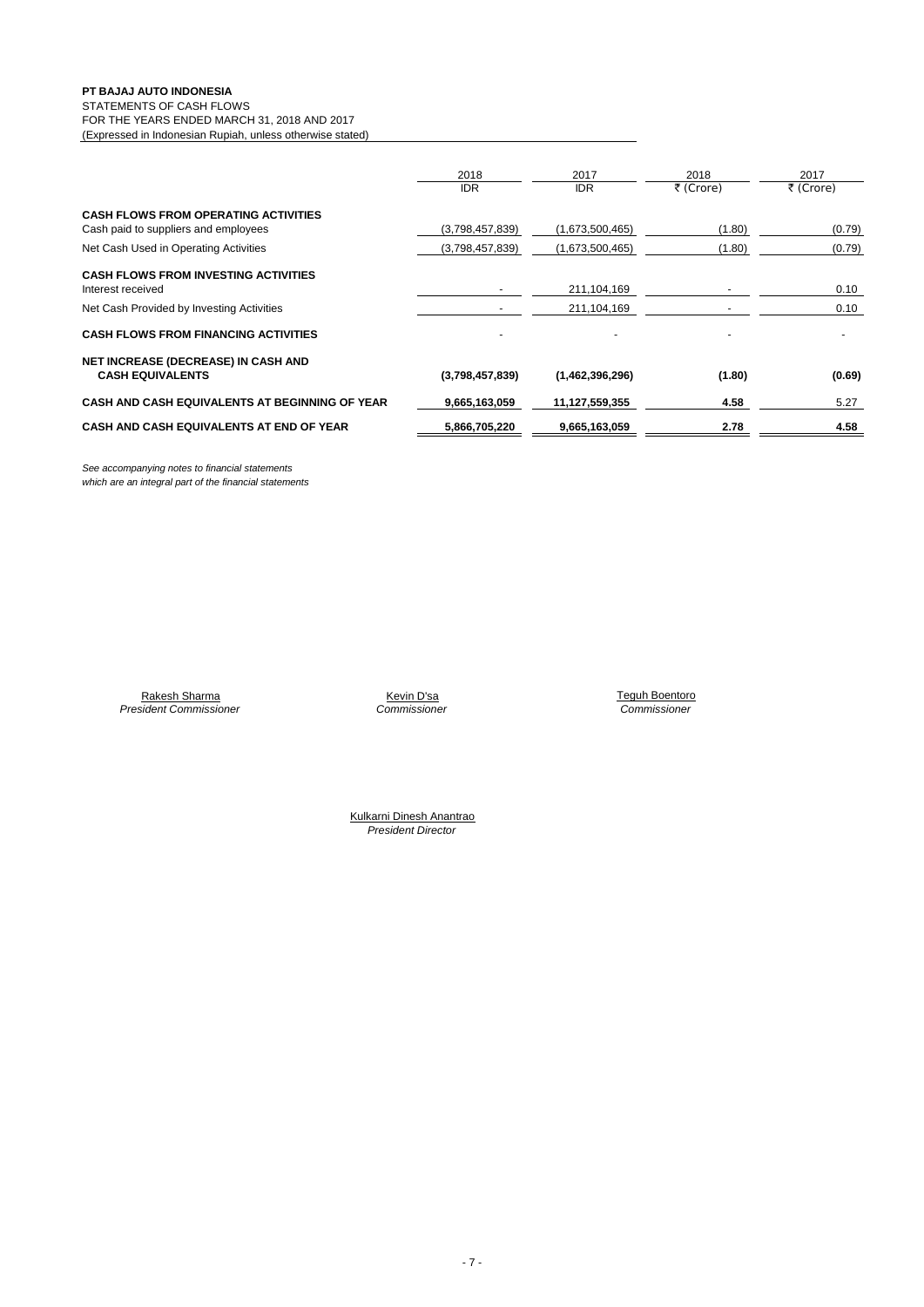**PT BAJAJ AUTO INDONESIA**
STATEMENTS OF CASH FLOWS
FOR THE YEARS ENDED MARCH 31, 2018 AND 2017
(Expressed in Indonesian Rupiah, unless otherwise stated)

| | 2018 IDR | 2017 IDR | 2018 ₹ (Crore) | 2017 ₹ (Crore) |
|---|---|---|---|---|
| **CASH FLOWS FROM OPERATING ACTIVITIES** | | | | |
| Cash paid to suppliers and employees | (3,798,457,839) | (1,673,500,465) | (1.80) | (0.79) |
| Net Cash Used in Operating Activities | (3,798,457,839) | (1,673,500,465) | (1.80) | (0.79) |
| **CASH FLOWS FROM INVESTING ACTIVITIES** | | | | |
| Interest received | - | 211,104,169 | - | 0.10 |
| Net Cash Provided by Investing Activities | - | 211,104,169 | - | 0.10 |
| **CASH FLOWS FROM FINANCING ACTIVITIES** | - | - | - | - |
| **NET INCREASE (DECREASE) IN CASH AND CASH EQUIVALENTS** | **(3,798,457,839)** | **(1,462,396,296)** | **(1.80)** | **(0.69)** |
| **CASH AND CASH EQUIVALENTS AT BEGINNING OF YEAR** | **9,665,163,059** | **11,127,559,355** | **4.58** | 5.27 |
| **CASH AND CASH EQUIVALENTS AT END OF YEAR** | **5,866,705,220** | **9,665,163,059** | **2.78** | **4.58** |

*See accompanying notes to financial statements which are an integral part of the financial statements*

Rakesh Sharma
*President Commissioner*

Kevin D'sa
*Commissioner*

Teguh Boentoro
*Commissioner*

Kulkarni Dinesh Anantrao
*President Director*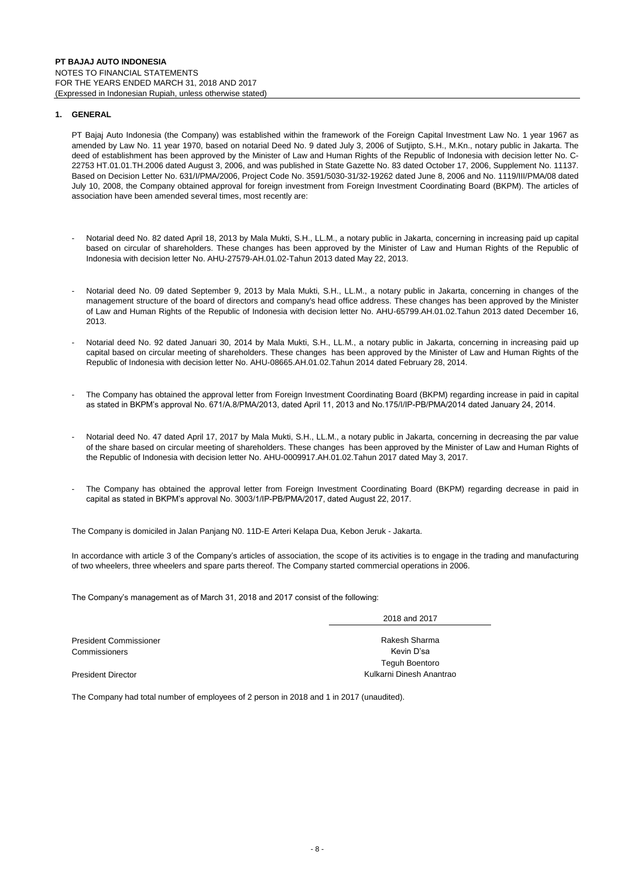## 1. GENERAL

PT Bajaj Auto Indonesia (the Company) was established within the framework of the Foreign Capital Investment Law No. 1 year 1967 as amended by Law No. 11 year 1970, based on notarial Deed No. 9 dated July 3, 2006 of Sutjipto, S.H., M.Kn., notary public in Jakarta. The deed of establishment has been approved by the Minister of Law and Human Rights of the Republic of Indonesia with decision letter No. C-22753 HT.01.01.TH.2006 dated August 3, 2006, and was published in State Gazette No. 83 dated October 17, 2006, Supplement No. 11137. Based on Decision Letter No. 631/I/PMA/2006, Project Code No. 3591/5030-31/32-19262 dated June 8, 2006 and No. 1119/III/PMA/08 dated July 10, 2008, the Company obtained approval for foreign investment from Foreign Investment Coordinating Board (BKPM). The articles of association have been amended several times, most recently are:

- Notarial deed No. 82 dated April 18, 2013 by Mala Mukti, S.H., LL.M., a notary public in Jakarta, concerning in increasing paid up capital based on circular of shareholders. These changes has been approved by the Minister of Law and Human Rights of the Republic of Indonesia with decision letter No. AHU-27579-AH.01.02-Tahun 2013 dated May 22, 2013.

- Notarial deed No. 09 dated September 9, 2013 by Mala Mukti, S.H., LL.M., a notary public in Jakarta, concerning in changes of the management structure of the board of directors and company's head office address. These changes has been approved by the Minister of Law and Human Rights of the Republic of Indonesia with decision letter No. AHU-65799.AH.01.02.Tahun 2013 dated December 16, 2013.

- Notarial deed No. 92 dated Januari 30, 2014 by Mala Mukti, S.H., LL.M., a notary public in Jakarta, concerning in increasing paid up capital based on circular meeting of shareholders. These changes has been approved by the Minister of Law and Human Rights of the Republic of Indonesia with decision letter No. AHU-08665.AH.01.02.Tahun 2014 dated February 28, 2014.

- The Company has obtained the approval letter from Foreign Investment Coordinating Board (BKPM) regarding increase in paid in capital as stated in BKPM's approval No. 671/A.8/PMA/2013, dated April 11, 2013 and No.175/I/IP-PB/PMA/2014 dated January 24, 2014.

- Notarial deed No. 47 dated April 17, 2017 by Mala Mukti, S.H., LL.M., a notary public in Jakarta, concerning in decreasing the par value of the share based on circular meeting of shareholders. These changes has been approved by the Minister of Law and Human Rights of the Republic of Indonesia with decision letter No. AHU-0009917.AH.01.02.Tahun 2017 dated May 3, 2017.

- The Company has obtained the approval letter from Foreign Investment Coordinating Board (BKPM) regarding decrease in paid in capital as stated in BKPM's approval No. 3003/1/IP-PB/PMA/2017, dated August 22, 2017.

The Company is domiciled in Jalan Panjang N0. 11D-E Arteri Kelapa Dua, Kebon Jeruk - Jakarta.

In accordance with article 3 of the Company's articles of association, the scope of its activities is to engage in the trading and manufacturing of two wheelers, three wheelers and spare parts thereof. The Company started commercial operations in 2006.

The Company's management as of March 31, 2018 and 2017 consist of the following:

| | 2018 and 2017 |
|---|---|
| President Commissioner | Rakesh Sharma |
| Commissioners | Kevin D'sa |
| | Teguh Boentoro |
| President Director | Kulkarni Dinesh Anantrao |

The Company had total number of employees of 2 person in 2018 and 1 in 2017 (unaudited).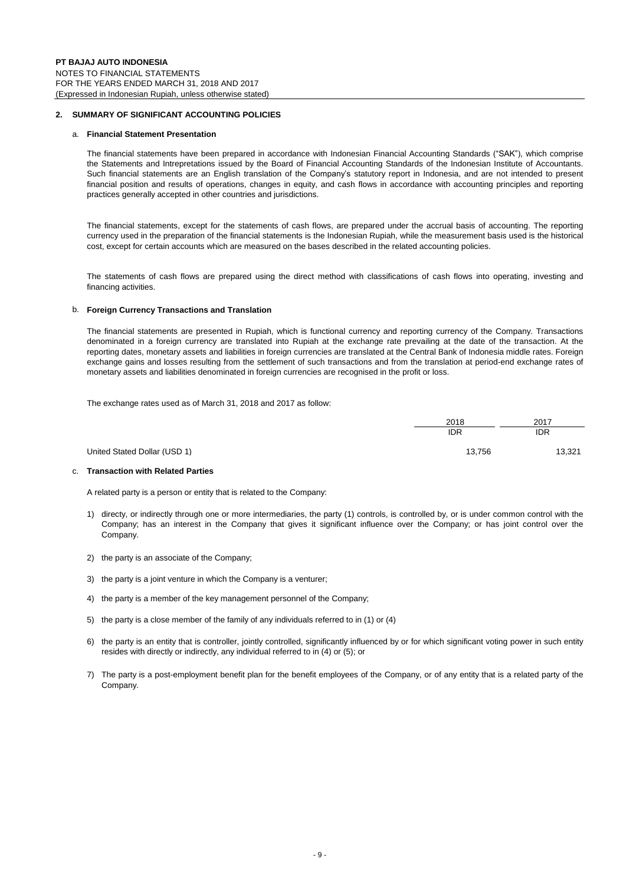## 2. SUMMARY OF SIGNIFICANT ACCOUNTING POLICIES

### a. Financial Statement Presentation

The financial statements have been prepared in accordance with Indonesian Financial Accounting Standards ("SAK"), which comprise the Statements and Intrepretations issued by the Board of Financial Accounting Standards of the Indonesian Institute of Accountants. Such financial statements are an English translation of the Company's statutory report in Indonesia, and are not intended to present financial position and results of operations, changes in equity, and cash flows in accordance with accounting principles and reporting practices generally accepted in other countries and jurisdictions.

The financial statements, except for the statements of cash flows, are prepared under the accrual basis of accounting. The reporting currency used in the preparation of the financial statements is the Indonesian Rupiah, while the measurement basis used is the historical cost, except for certain accounts which are measured on the bases described in the related accounting policies.

The statements of cash flows are prepared using the direct method with classifications of cash flows into operating, investing and financing activities.

### b. Foreign Currency Transactions and Translation

The financial statements are presented in Rupiah, which is functional currency and reporting currency of the Company. Transactions denominated in a foreign currency are translated into Rupiah at the exchange rate prevailing at the date of the transaction. At the reporting dates, monetary assets and liabilities in foreign currencies are translated at the Central Bank of Indonesia middle rates. Foreign exchange gains and losses resulting from the settlement of such transactions and from the translation at period-end exchange rates of monetary assets and liabilities denominated in foreign currencies are recognised in the profit or loss.

The exchange rates used as of March 31, 2018 and 2017 as follow:

| | 2018 | 2017 |
|---|---|---|
| | IDR | IDR |
| United Stated Dollar (USD 1) | 13,756 | 13,321 |

### c. Transaction with Related Parties

A related party is a person or entity that is related to the Company:

1) directy, or indirectly through one or more intermediaries, the party (1) controls, is controlled by, or is under common control with the Company; has an interest in the Company that gives it significant influence over the Company; or has joint control over the Company.

2) the party is an associate of the Company;

3) the party is a joint venture in which the Company is a venturer;

4) the party is a member of the key management personnel of the Company;

5) the party is a close member of the family of any individuals referred to in (1) or (4)

6) the party is an entity that is controller, jointly controlled, significantly influenced by or for which significant voting power in such entity resides with directly or indirectly, any individual referred to in (4) or (5); or

7) The party is a post-employment benefit plan for the benefit employees of the Company, or of any entity that is a related party of the Company.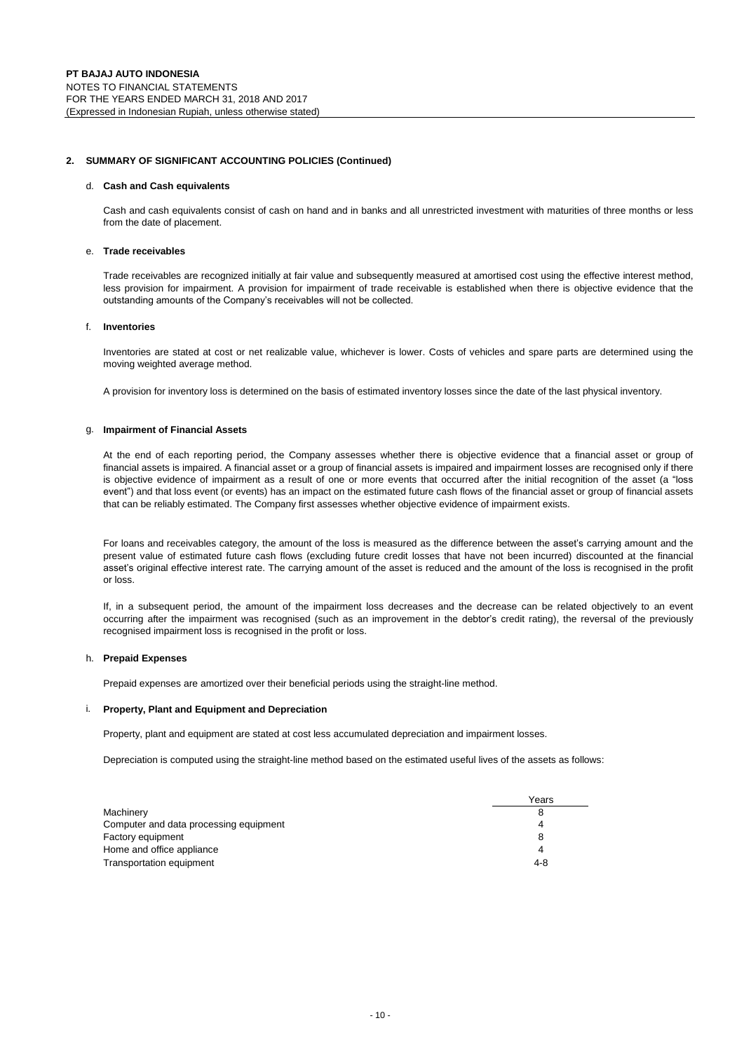## 2. SUMMARY OF SIGNIFICANT ACCOUNTING POLICIES (Continued)

### d. Cash and Cash equivalents

Cash and cash equivalents consist of cash on hand and in banks and all unrestricted investment with maturities of three months or less from the date of placement.

### e. Trade receivables

Trade receivables are recognized initially at fair value and subsequently measured at amortised cost using the effective interest method, less provision for impairment. A provision for impairment of trade receivable is established when there is objective evidence that the outstanding amounts of the Company's receivables will not be collected.

### f. Inventories

Inventories are stated at cost or net realizable value, whichever is lower. Costs of vehicles and spare parts are determined using the moving weighted average method.

A provision for inventory loss is determined on the basis of estimated inventory losses since the date of the last physical inventory.

### g. Impairment of Financial Assets

At the end of each reporting period, the Company assesses whether there is objective evidence that a financial asset or group of financial assets is impaired. A financial asset or a group of financial assets is impaired and impairment losses are recognised only if there is objective evidence of impairment as a result of one or more events that occurred after the initial recognition of the asset (a "loss event") and that loss event (or events) has an impact on the estimated future cash flows of the financial asset or group of financial assets that can be reliably estimated. The Company first assesses whether objective evidence of impairment exists.

For loans and receivables category, the amount of the loss is measured as the difference between the asset's carrying amount and the present value of estimated future cash flows (excluding future credit losses that have not been incurred) discounted at the financial asset's original effective interest rate. The carrying amount of the asset is reduced and the amount of the loss is recognised in the profit or loss.

If, in a subsequent period, the amount of the impairment loss decreases and the decrease can be related objectively to an event occurring after the impairment was recognised (such as an improvement in the debtor's credit rating), the reversal of the previously recognised impairment loss is recognised in the profit or loss.

### h. Prepaid Expenses

Prepaid expenses are amortized over their beneficial periods using the straight-line method.

### i. Property, Plant and Equipment and Depreciation

Property, plant and equipment are stated at cost less accumulated depreciation and impairment losses.

Depreciation is computed using the straight-line method based on the estimated useful lives of the assets as follows:

| | Years |
|---|---|
| Machinery | 8 |
| Computer and data processing equipment | 4 |
| Factory equipment | 8 |
| Home and office appliance | 4 |
| Transportation equipment | 4-8 |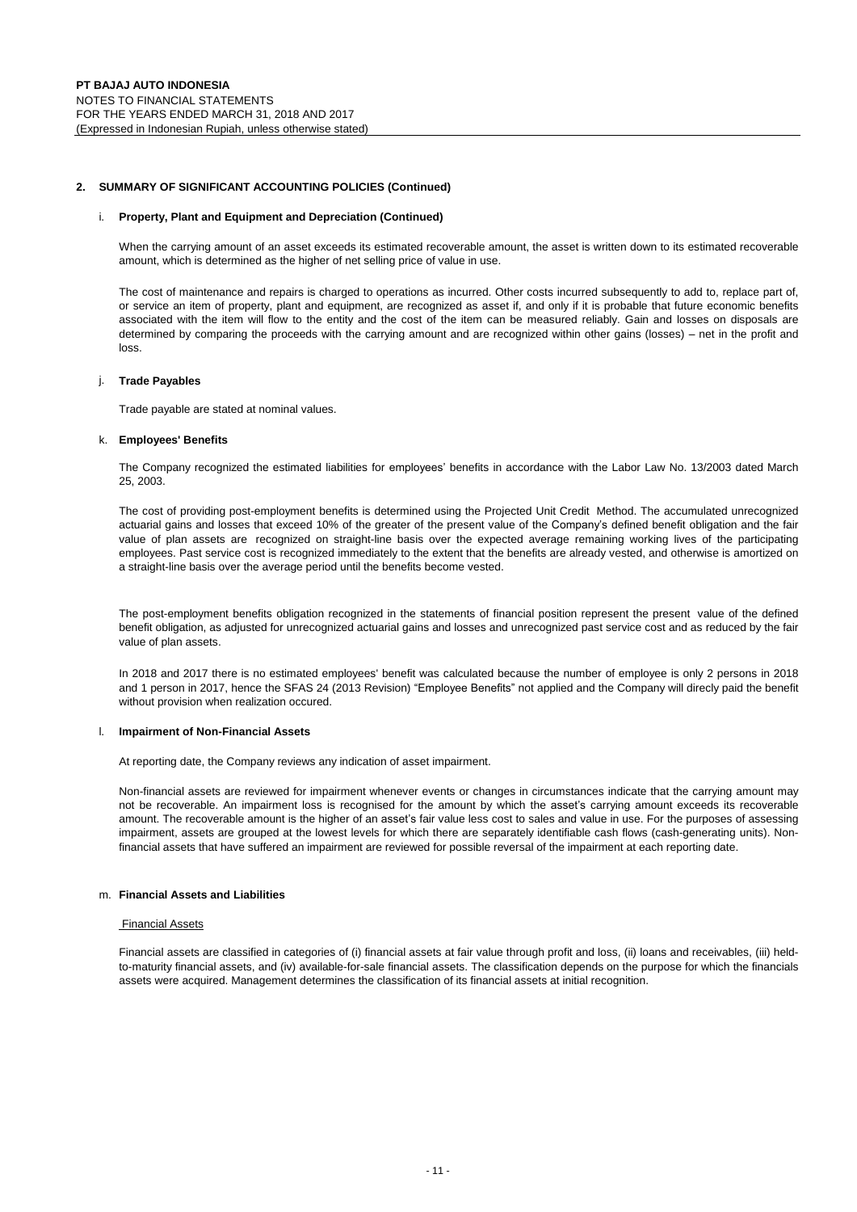## 2. SUMMARY OF SIGNIFICANT ACCOUNTING POLICIES (Continued)

### i. Property, Plant and Equipment and Depreciation (Continued)

When the carrying amount of an asset exceeds its estimated recoverable amount, the asset is written down to its estimated recoverable amount, which is determined as the higher of net selling price of value in use.

The cost of maintenance and repairs is charged to operations as incurred. Other costs incurred subsequently to add to, replace part of, or service an item of property, plant and equipment, are recognized as asset if, and only if it is probable that future economic benefits associated with the item will flow to the entity and the cost of the item can be measured reliably. Gain and losses on disposals are determined by comparing the proceeds with the carrying amount and are recognized within other gains (losses) – net in the profit and loss.

### j. Trade Payables

Trade payable are stated at nominal values.

### k. Employees' Benefits

The Company recognized the estimated liabilities for employees' benefits in accordance with the Labor Law No. 13/2003 dated March 25, 2003.

The cost of providing post-employment benefits is determined using the Projected Unit Credit Method. The accumulated unrecognized actuarial gains and losses that exceed 10% of the greater of the present value of the Company's defined benefit obligation and the fair value of plan assets are recognized on straight-line basis over the expected average remaining working lives of the participating employees. Past service cost is recognized immediately to the extent that the benefits are already vested, and otherwise is amortized on a straight-line basis over the average period until the benefits become vested.

The post-employment benefits obligation recognized in the statements of financial position represent the present value of the defined benefit obligation, as adjusted for unrecognized actuarial gains and losses and unrecognized past service cost and as reduced by the fair value of plan assets.

In 2018 and 2017 there is no estimated employees' benefit was calculated because the number of employee is only 2 persons in 2018 and 1 person in 2017, hence the SFAS 24 (2013 Revision) "Employee Benefits" not applied and the Company will direcly paid the benefit without provision when realization occured.

### l. Impairment of Non-Financial Assets

At reporting date, the Company reviews any indication of asset impairment.

Non-financial assets are reviewed for impairment whenever events or changes in circumstances indicate that the carrying amount may not be recoverable. An impairment loss is recognised for the amount by which the asset's carrying amount exceeds its recoverable amount. The recoverable amount is the higher of an asset's fair value less cost to sales and value in use. For the purposes of assessing impairment, assets are grouped at the lowest levels for which there are separately identifiable cash flows (cash-generating units). Non-financial assets that have suffered an impairment are reviewed for possible reversal of the impairment at each reporting date.

### m. Financial Assets and Liabilities

Financial Assets

Financial assets are classified in categories of (i) financial assets at fair value through profit and loss, (ii) loans and receivables, (iii) held-to-maturity financial assets, and (iv) available-for-sale financial assets. The classification depends on the purpose for which the financials assets were acquired. Management determines the classification of its financial assets at initial recognition.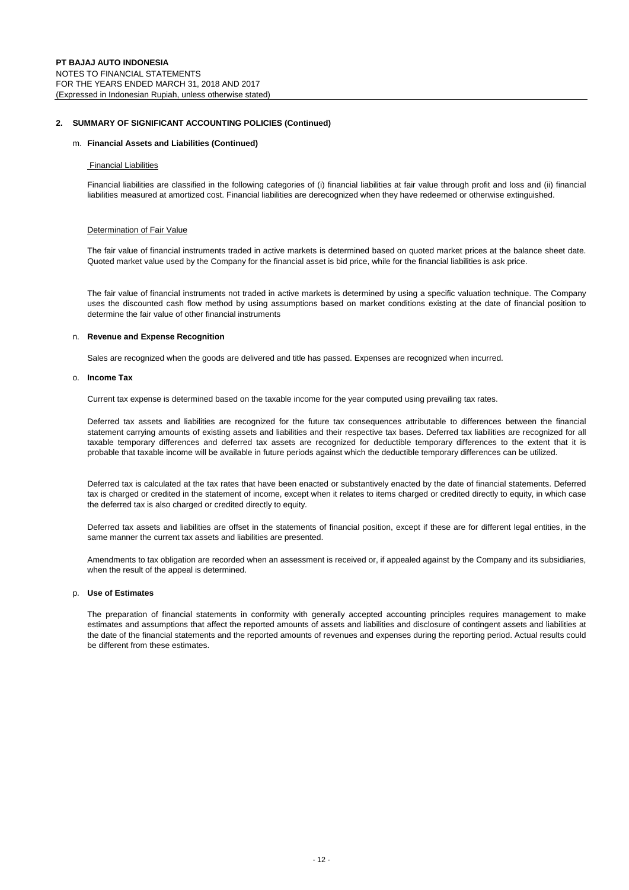## 2. SUMMARY OF SIGNIFICANT ACCOUNTING POLICIES (Continued)

### m. Financial Assets and Liabilities (Continued)

Financial Liabilities

Financial liabilities are classified in the following categories of (i) financial liabilities at fair value through profit and loss and (ii) financial liabilities measured at amortized cost. Financial liabilities are derecognized when they have redeemed or otherwise extinguished.

Determination of Fair Value

The fair value of financial instruments traded in active markets is determined based on quoted market prices at the balance sheet date. Quoted market value used by the Company for the financial asset is bid price, while for the financial liabilities is ask price.

The fair value of financial instruments not traded in active markets is determined by using a specific valuation technique. The Company uses the discounted cash flow method by using assumptions based on market conditions existing at the date of financial position to determine the fair value of other financial instruments

### n. Revenue and Expense Recognition

Sales are recognized when the goods are delivered and title has passed. Expenses are recognized when incurred.

### o. Income Tax

Current tax expense is determined based on the taxable income for the year computed using prevailing tax rates.

Deferred tax assets and liabilities are recognized for the future tax consequences attributable to differences between the financial statement carrying amounts of existing assets and liabilities and their respective tax bases. Deferred tax liabilities are recognized for all taxable temporary differences and deferred tax assets are recognized for deductible temporary differences to the extent that it is probable that taxable income will be available in future periods against which the deductible temporary differences can be utilized.

Deferred tax is calculated at the tax rates that have been enacted or substantively enacted by the date of financial statements. Deferred tax is charged or credited in the statement of income, except when it relates to items charged or credited directly to equity, in which case the deferred tax is also charged or credited directly to equity.

Deferred tax assets and liabilities are offset in the statements of financial position, except if these are for different legal entities, in the same manner the current tax assets and liabilities are presented.

Amendments to tax obligation are recorded when an assessment is received or, if appealed against by the Company and its subsidiaries, when the result of the appeal is determined.

### p. Use of Estimates

The preparation of financial statements in conformity with generally accepted accounting principles requires management to make estimates and assumptions that affect the reported amounts of assets and liabilities and disclosure of contingent assets and liabilities at the date of the financial statements and the reported amounts of revenues and expenses during the reporting period. Actual results could be different from these estimates.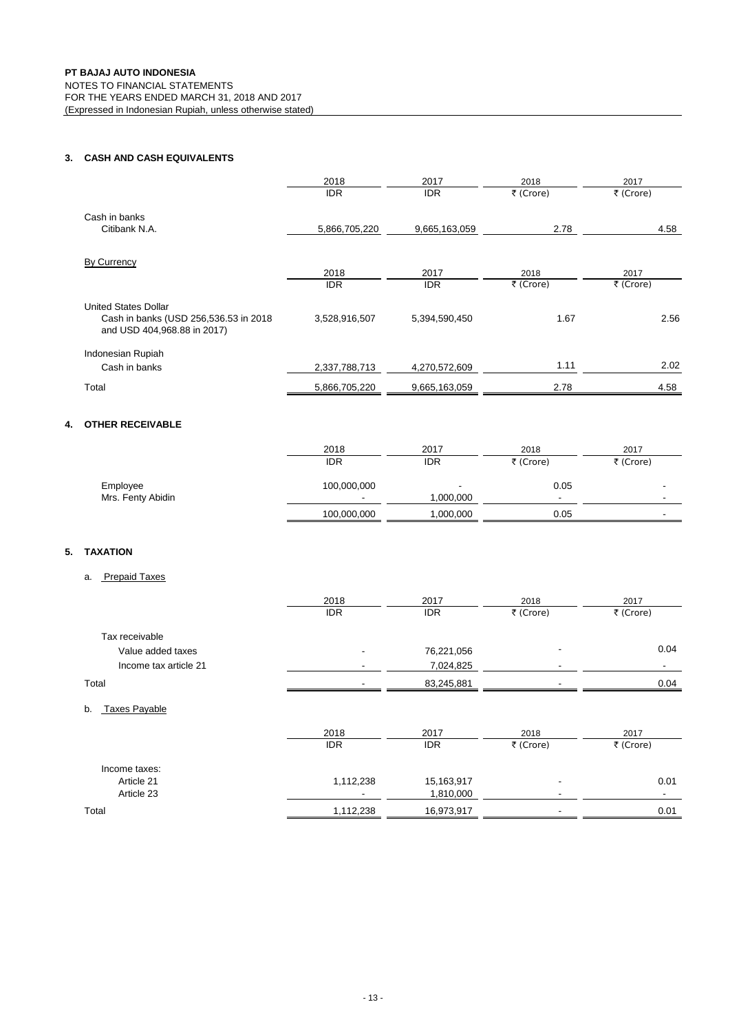**PT BAJAJ AUTO INDONESIA**
NOTES TO FINANCIAL STATEMENTS
FOR THE YEARS ENDED MARCH 31, 2018 AND 2017
(Expressed in Indonesian Rupiah, unless otherwise stated)

## 3. CASH AND CASH EQUIVALENTS

| | 2018 | 2017 | 2018 | 2017 |
|---|---|---|---|---|
| | IDR | IDR | ₹ (Crore) | ₹ (Crore) |
| Cash in banks | | | | |
| Citibank N.A. | 5,866,705,220 | 9,665,163,059 | 2.78 | 4.58 |

By Currency

| | 2018 | 2017 | 2018 | 2017 |
|---|---|---|---|---|
| | IDR | IDR | ₹ (Crore) | ₹ (Crore) |
| United States Dollar | | | | |
| Cash in banks (USD 256,536.53 in 2018 and USD 404,968.88 in 2017) | 3,528,916,507 | 5,394,590,450 | 1.67 | 2.56 |
| Indonesian Rupiah | | | | |
| Cash in banks | 2,337,788,713 | 4,270,572,609 | 1.11 | 2.02 |
| Total | 5,866,705,220 | 9,665,163,059 | 2.78 | 4.58 |

## 4. OTHER RECEIVABLE

| | 2018 | 2017 | 2018 | 2017 |
|---|---|---|---|---|
| | IDR | IDR | ₹ (Crore) | ₹ (Crore) |
| Employee | 100,000,000 | - | 0.05 | - |
| Mrs. Fenty Abidin | - | 1,000,000 | - | - |
| | 100,000,000 | 1,000,000 | 0.05 | - |

## 5. TAXATION

a. Prepaid Taxes

| | 2018 | 2017 | 2018 | 2017 |
|---|---|---|---|---|
| | IDR | IDR | ₹ (Crore) | ₹ (Crore) |
| Tax receivable | | | | |
| Value added taxes | - | 76,221,056 | - | 0.04 |
| Income tax article 21 | - | 7,024,825 | - | - |
| Total | - | 83,245,881 | - | 0.04 |

b. Taxes Payable

| | 2018 | 2017 | 2018 | 2017 |
|---|---|---|---|---|
| | IDR | IDR | ₹ (Crore) | ₹ (Crore) |
| Income taxes: | | | | |
| Article 21 | 1,112,238 | 15,163,917 | - | 0.01 |
| Article 23 | - | 1,810,000 | - | - |
| Total | 1,112,238 | 16,973,917 | - | 0.01 |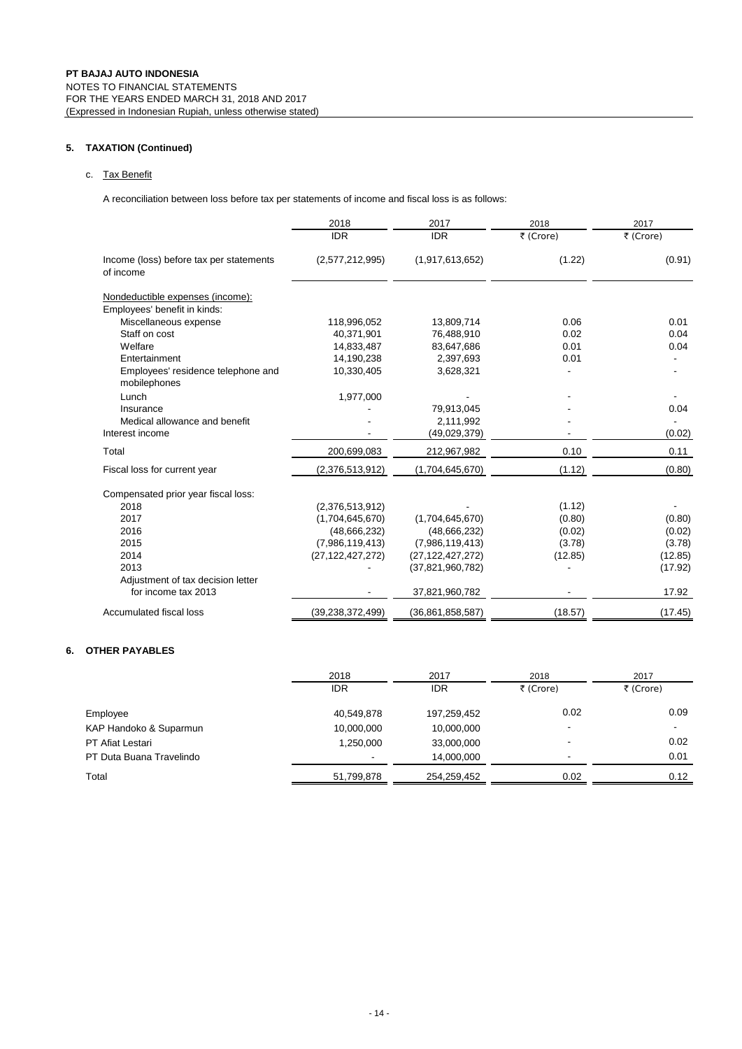**PT BAJAJ AUTO INDONESIA**
NOTES TO FINANCIAL STATEMENTS
FOR THE YEARS ENDED MARCH 31, 2018 AND 2017
(Expressed in Indonesian Rupiah, unless otherwise stated)

## 5. TAXATION (Continued)

### c. Tax Benefit

A reconciliation between loss before tax per statements of income and fiscal loss is as follows:

| | 2018 | 2017 | 2018 | 2017 |
|---|---|---|---|---|
| | IDR | IDR | ₹ (Crore) | ₹ (Crore) |
| Income (loss) before tax per statements of income | (2,577,212,995) | (1,917,613,652) | (1.22) | (0.91) |
| Nondeductible expenses (income): | | | | |
| Employees' benefit in kinds: | | | | |
| Miscellaneous expense | 118,996,052 | 13,809,714 | 0.06 | 0.01 |
| Staff on cost | 40,371,901 | 76,488,910 | 0.02 | 0.04 |
| Welfare | 14,833,487 | 83,647,686 | 0.01 | 0.04 |
| Entertainment | 14,190,238 | 2,397,693 | 0.01 | - |
| Employees' residence telephone and mobilephones | 10,330,405 | 3,628,321 | - | - |
| Lunch | 1,977,000 | - | - | - |
| Insurance | - | 79,913,045 | - | 0.04 |
| Medical allowance and benefit | - | 2,111,992 | - | - |
| Interest income | - | (49,029,379) | - | (0.02) |
| Total | 200,699,083 | 212,967,982 | 0.10 | 0.11 |
| Fiscal loss for current year | (2,376,513,912) | (1,704,645,670) | (1.12) | (0.80) |
| Compensated prior year fiscal loss: | | | | |
| 2018 | (2,376,513,912) | - | (1.12) | - |
| 2017 | (1,704,645,670) | (1,704,645,670) | (0.80) | (0.80) |
| 2016 | (48,666,232) | (48,666,232) | (0.02) | (0.02) |
| 2015 | (7,986,119,413) | (7,986,119,413) | (3.78) | (3.78) |
| 2014 | (27,122,427,272) | (27,122,427,272) | (12.85) | (12.85) |
| 2013 | - | (37,821,960,782) | - | (17.92) |
| Adjustment of tax decision letter for income tax 2013 | - | 37,821,960,782 | - | 17.92 |
| Accumulated fiscal loss | (39,238,372,499) | (36,861,858,587) | (18.57) | (17.45) |

## 6. OTHER PAYABLES

| | 2018 | 2017 | 2018 | 2017 |
|---|---|---|---|---|
| | IDR | IDR | ₹ (Crore) | ₹ (Crore) |
| Employee | 40,549,878 | 197,259,452 | 0.02 | 0.09 |
| KAP Handoko & Suparmun | 10,000,000 | 10,000,000 | - | - |
| PT Afiat Lestari | 1,250,000 | 33,000,000 | - | 0.02 |
| PT Duta Buana Travelindo | - | 14,000,000 | - | 0.01 |
| Total | 51,799,878 | 254,259,452 | 0.02 | 0.12 |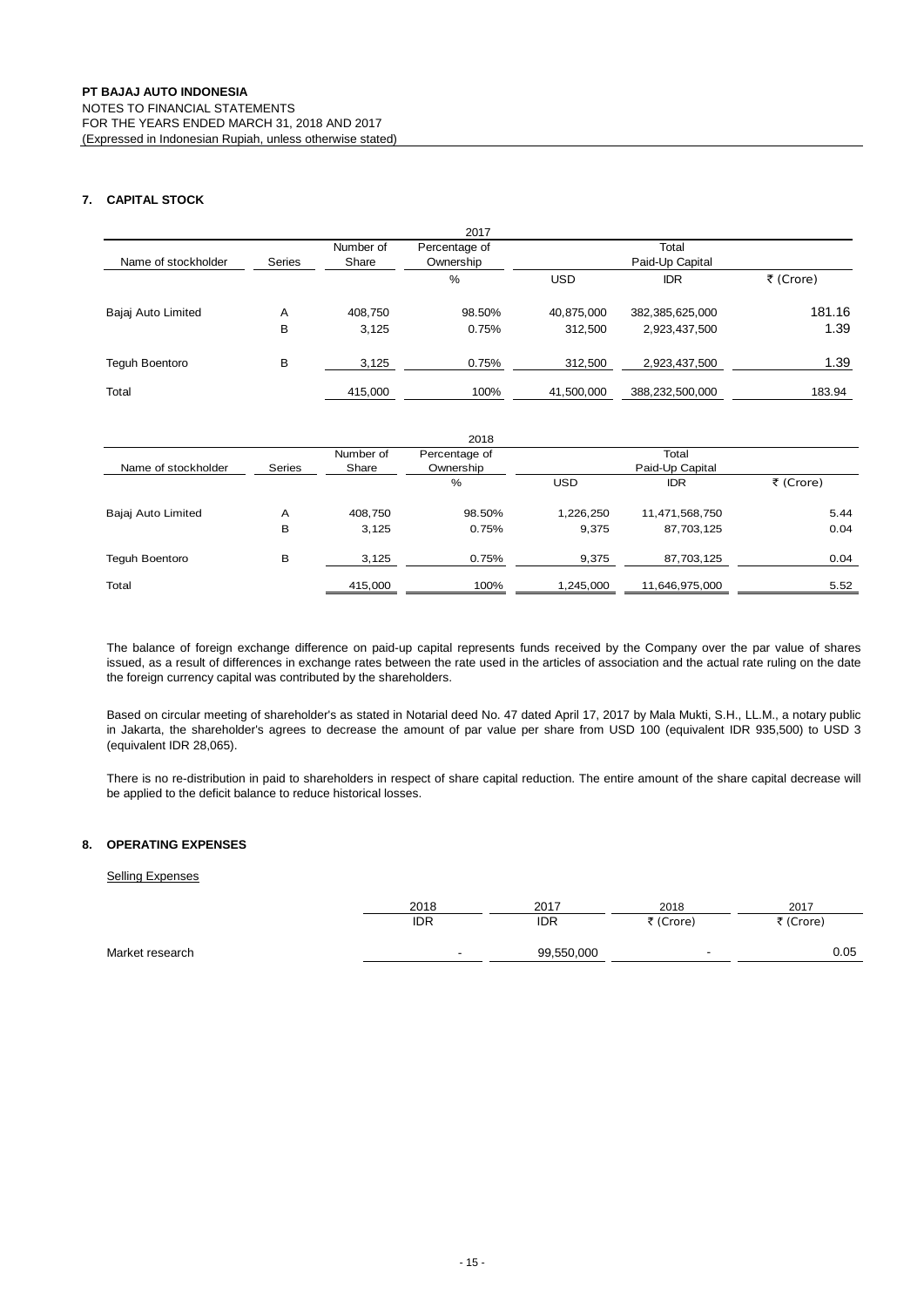**PT BAJAJ AUTO INDONESIA**
NOTES TO FINANCIAL STATEMENTS
FOR THE YEARS ENDED MARCH 31, 2018 AND 2017
(Expressed in Indonesian Rupiah, unless otherwise stated)

## 7. CAPITAL STOCK

2017

| Name of stockholder | Series | Number of Share | Percentage of Ownership | Total Paid-Up Capital | | |
|---|---|---|---|---|---|---|
| | | | % | USD | IDR | ₹ (Crore) |
| Bajaj Auto Limited | A | 408,750 | 98.50% | 40,875,000 | 382,385,625,000 | 181.16 |
| | B | 3,125 | 0.75% | 312,500 | 2,923,437,500 | 1.39 |
| Teguh Boentoro | B | 3,125 | 0.75% | 312,500 | 2,923,437,500 | 1.39 |
| Total | | 415,000 | 100% | 41,500,000 | 388,232,500,000 | 183.94 |

2018

| Name of stockholder | Series | Number of Share | Percentage of Ownership | Total Paid-Up Capital | | |
|---|---|---|---|---|---|---|
| | | | % | USD | IDR | ₹ (Crore) |
| Bajaj Auto Limited | A | 408,750 | 98.50% | 1,226,250 | 11,471,568,750 | 5.44 |
| | B | 3,125 | 0.75% | 9,375 | 87,703,125 | 0.04 |
| Teguh Boentoro | B | 3,125 | 0.75% | 9,375 | 87,703,125 | 0.04 |
| Total | | 415,000 | 100% | 1,245,000 | 11,646,975,000 | 5.52 |

The balance of foreign exchange difference on paid-up capital represents funds received by the Company over the par value of shares issued, as a result of differences in exchange rates between the rate used in the articles of association and the actual rate ruling on the date the foreign currency capital was contributed by the shareholders.

Based on circular meeting of shareholder's as stated in Notarial deed No. 47 dated April 17, 2017 by Mala Mukti, S.H., LL.M., a notary public in Jakarta, the shareholder's agrees to decrease the amount of par value per share from USD 100 (equivalent IDR 935,500) to USD 3 (equivalent IDR 28,065).

There is no re-distribution in paid to shareholders in respect of share capital reduction. The entire amount of the share capital decrease will be applied to the deficit balance to reduce historical losses.

## 8. OPERATING EXPENSES

Selling Expenses

| | 2018 | 2017 | 2018 | 2017 |
|---|---|---|---|---|
| | IDR | IDR | ₹ (Crore) | ₹ (Crore) |
| Market research | - | 99,550,000 | - | 0.05 |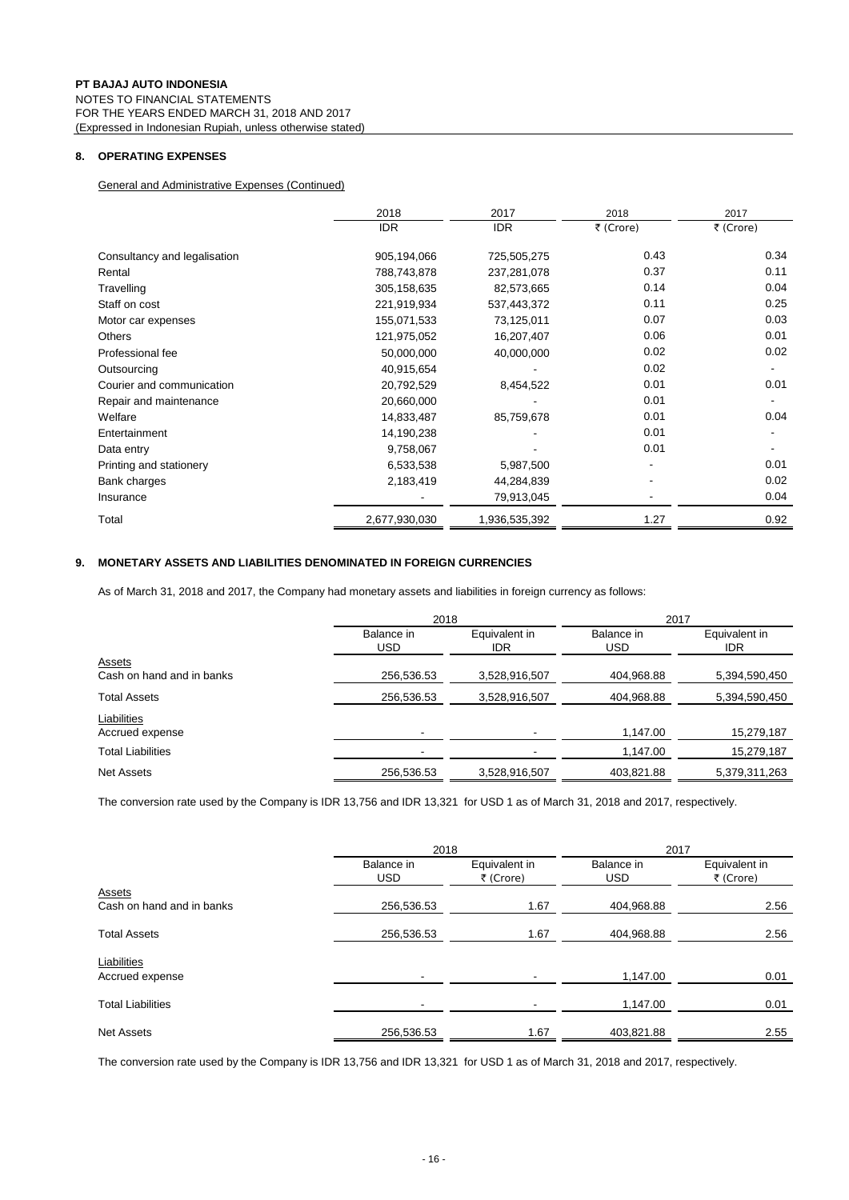**PT BAJAJ AUTO INDONESIA**
NOTES TO FINANCIAL STATEMENTS
FOR THE YEARS ENDED MARCH 31, 2018 AND 2017
(Expressed in Indonesian Rupiah, unless otherwise stated)

## 8. OPERATING EXPENSES

General and Administrative Expenses (Continued)

| | 2018 | 2017 | 2018 | 2017 |
|---|---|---|---|---|
| | IDR | IDR | ₹ (Crore) | ₹ (Crore) |
| Consultancy and legalisation | 905,194,066 | 725,505,275 | 0.43 | 0.34 |
| Rental | 788,743,878 | 237,281,078 | 0.37 | 0.11 |
| Travelling | 305,158,635 | 82,573,665 | 0.14 | 0.04 |
| Staff on cost | 221,919,934 | 537,443,372 | 0.11 | 0.25 |
| Motor car expenses | 155,071,533 | 73,125,011 | 0.07 | 0.03 |
| Others | 121,975,052 | 16,207,407 | 0.06 | 0.01 |
| Professional fee | 50,000,000 | 40,000,000 | 0.02 | 0.02 |
| Outsourcing | 40,915,654 | - | 0.02 | - |
| Courier and communication | 20,792,529 | 8,454,522 | 0.01 | 0.01 |
| Repair and maintenance | 20,660,000 | - | 0.01 | - |
| Welfare | 14,833,487 | 85,759,678 | 0.01 | 0.04 |
| Entertainment | 14,190,238 | - | 0.01 | - |
| Data entry | 9,758,067 | - | 0.01 | - |
| Printing and stationery | 6,533,538 | 5,987,500 | - | 0.01 |
| Bank charges | 2,183,419 | 44,284,839 | - | 0.02 |
| Insurance | - | 79,913,045 | - | 0.04 |
| Total | 2,677,930,030 | 1,936,535,392 | 1.27 | 0.92 |

## 9. MONETARY ASSETS AND LIABILITIES DENOMINATED IN FOREIGN CURRENCIES

As of March 31, 2018 and 2017, the Company had monetary assets and liabilities in foreign currency as follows:

| | 2018 | | 2017 | |
|---|---|---|---|---|
| | Balance in USD | Equivalent in IDR | Balance in USD | Equivalent in IDR |
| Assets | | | | |
| Cash on hand and in banks | 256,536.53 | 3,528,916,507 | 404,968.88 | 5,394,590,450 |
| Total Assets | 256,536.53 | 3,528,916,507 | 404,968.88 | 5,394,590,450 |
| Liabilities | | | | |
| Accrued expense | - | - | 1,147.00 | 15,279,187 |
| Total Liabilities | - | - | 1,147.00 | 15,279,187 |
| Net Assets | 256,536.53 | 3,528,916,507 | 403,821.88 | 5,379,311,263 |

The conversion rate used by the Company is IDR 13,756 and IDR 13,321 for USD 1 as of March 31, 2018 and 2017, respectively.

| | 2018 | | 2017 | |
|---|---|---|---|---|
| | Balance in USD | Equivalent in ₹ (Crore) | Balance in USD | Equivalent in ₹ (Crore) |
| Assets | | | | |
| Cash on hand and in banks | 256,536.53 | 1.67 | 404,968.88 | 2.56 |
| Total Assets | 256,536.53 | 1.67 | 404,968.88 | 2.56 |
| Liabilities | | | | |
| Accrued expense | - | - | 1,147.00 | 0.01 |
| Total Liabilities | - | - | 1,147.00 | 0.01 |
| Net Assets | 256,536.53 | 1.67 | 403,821.88 | 2.55 |

The conversion rate used by the Company is IDR 13,756 and IDR 13,321 for USD 1 as of March 31, 2018 and 2017, respectively.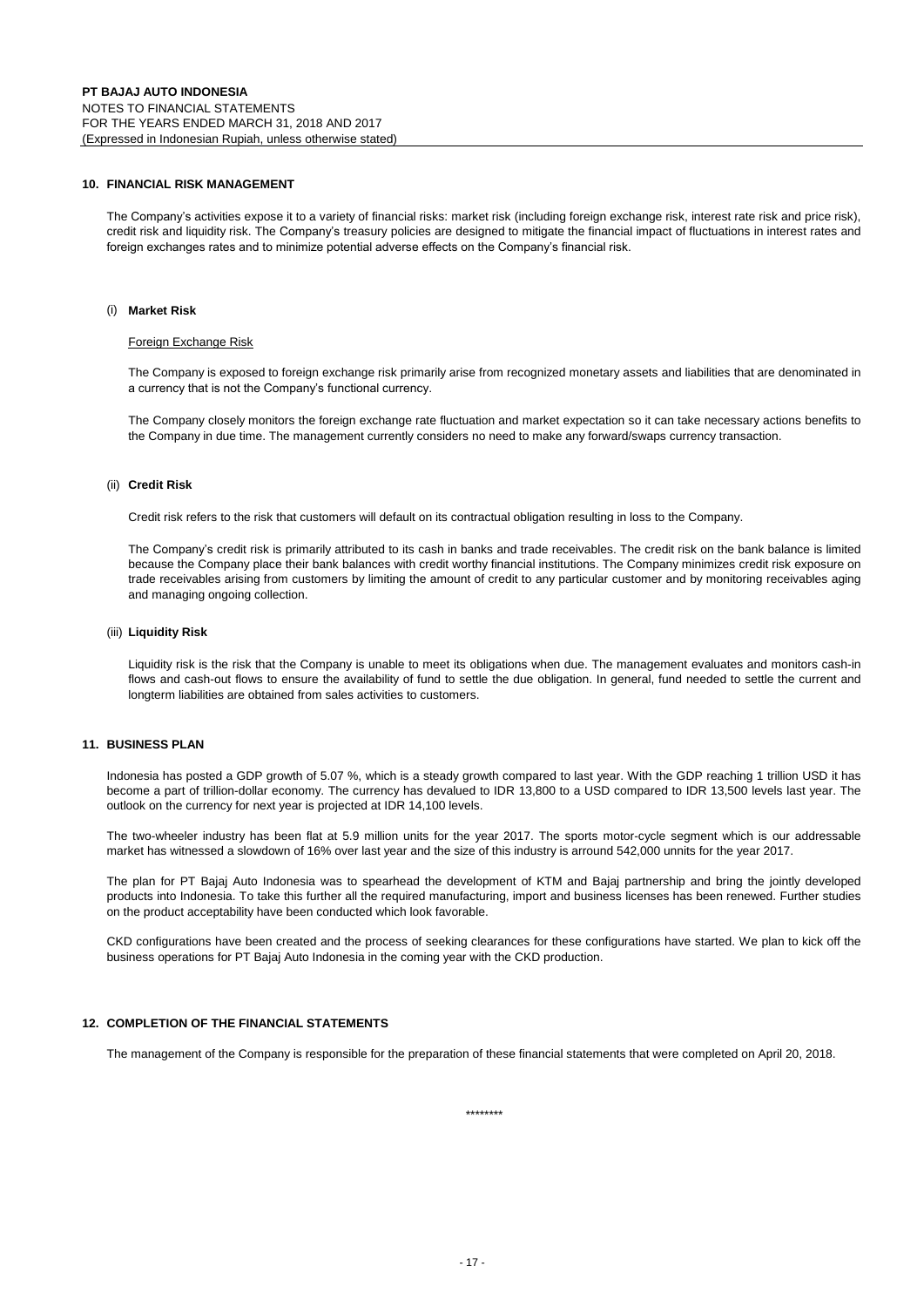**PT BAJAJ AUTO INDONESIA**
NOTES TO FINANCIAL STATEMENTS
FOR THE YEARS ENDED MARCH 31, 2018 AND 2017
(Expressed in Indonesian Rupiah, unless otherwise stated)

## 10. FINANCIAL RISK MANAGEMENT

The Company's activities expose it to a variety of financial risks: market risk (including foreign exchange risk, interest rate risk and price risk), credit risk and liquidity risk. The Company's treasury policies are designed to mitigate the financial impact of fluctuations in interest rates and foreign exchanges rates and to minimize potential adverse effects on the Company's financial risk.

### (i) Market Risk

Foreign Exchange Risk

The Company is exposed to foreign exchange risk primarily arise from recognized monetary assets and liabilities that are denominated in a currency that is not the Company's functional currency.

The Company closely monitors the foreign exchange rate fluctuation and market expectation so it can take necessary actions benefits to the Company in due time. The management currently considers no need to make any forward/swaps currency transaction.

### (ii) Credit Risk

Credit risk refers to the risk that customers will default on its contractual obligation resulting in loss to the Company.

The Company's credit risk is primarily attributed to its cash in banks and trade receivables. The credit risk on the bank balance is limited because the Company place their bank balances with credit worthy financial institutions. The Company minimizes credit risk exposure on trade receivables arising from customers by limiting the amount of credit to any particular customer and by monitoring receivables aging and managing ongoing collection.

### (iii) Liquidity Risk

Liquidity risk is the risk that the Company is unable to meet its obligations when due. The management evaluates and monitors cash-in flows and cash-out flows to ensure the availability of fund to settle the due obligation. In general, fund needed to settle the current and longterm liabilities are obtained from sales activities to customers.

## 11. BUSINESS PLAN

Indonesia has posted a GDP growth of 5.07 %, which is a steady growth compared to last year. With the GDP reaching 1 trillion USD it has become a part of trillion-dollar economy. The currency has devalued to IDR 13,800 to a USD compared to IDR 13,500 levels last year. The outlook on the currency for next year is projected at IDR 14,100 levels.

The two-wheeler industry has been flat at 5.9 million units for the year 2017. The sports motor-cycle segment which is our addressable market has witnessed a slowdown of 16% over last year and the size of this industry is arround 542,000 unnits for the year 2017.

The plan for PT Bajaj Auto Indonesia was to spearhead the development of KTM and Bajaj partnership and bring the jointly developed products into Indonesia. To take this further all the required manufacturing, import and business licenses has been renewed. Further studies on the product acceptability have been conducted which look favorable.

CKD configurations have been created and the process of seeking clearances for these configurations have started. We plan to kick off the business operations for PT Bajaj Auto Indonesia in the coming year with the CKD production.

## 12. COMPLETION OF THE FINANCIAL STATEMENTS

The management of the Company is responsible for the preparation of these financial statements that were completed on April 20, 2018.

********